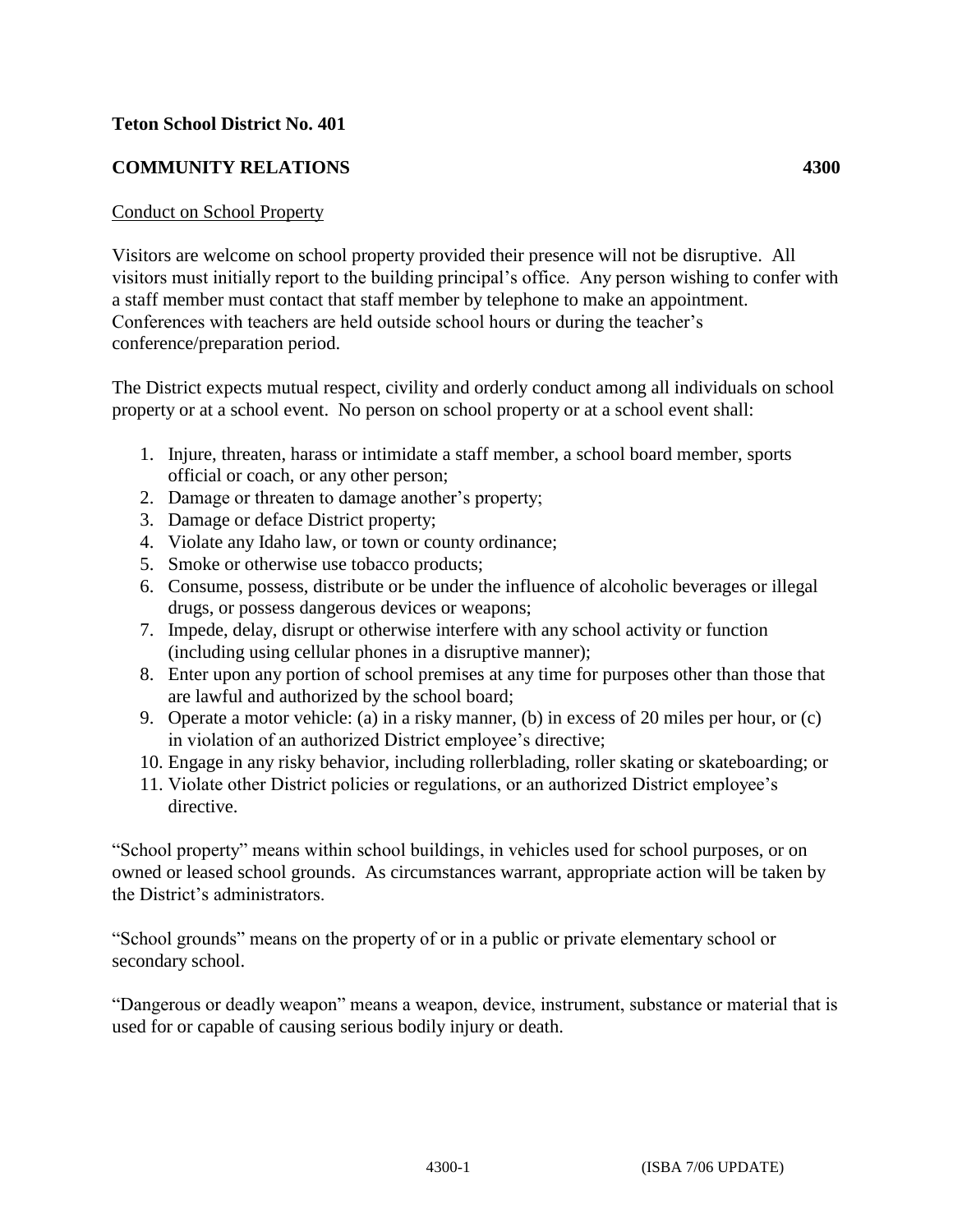**Teton School District No. 401**

**COMMUNITY RELATIONS 4300**

Conduct on School Property

Visitors are welcome on school property provided their presence will not be disruptive. All visitors must initially report to the building principal's office. Any person wishing to confer with a staff member must contact that staff member by telephone to make an appointment. Conferences with teachers are held outside school hours or during the teacher's conference/preparation period.

The District expects mutual respect, civility and orderly conduct among all individuals on school property or at a school event. No person on school property or at a school event shall:

1. Injure, threaten, harass or intimidate a staff member, a school board member, sports official or coach, or any other person;
2. Damage or threaten to damage another's property;
3. Damage or deface District property;
4. Violate any Idaho law, or town or county ordinance;
5. Smoke or otherwise use tobacco products;
6. Consume, possess, distribute or be under the influence of alcoholic beverages or illegal drugs, or possess dangerous devices or weapons;
7. Impede, delay, disrupt or otherwise interfere with any school activity or function (including using cellular phones in a disruptive manner);
8. Enter upon any portion of school premises at any time for purposes other than those that are lawful and authorized by the school board;
9. Operate a motor vehicle: (a) in a risky manner, (b) in excess of 20 miles per hour, or (c) in violation of an authorized District employee's directive;
10. Engage in any risky behavior, including rollerblading, roller skating or skateboarding; or
11. Violate other District policies or regulations, or an authorized District employee's directive.

"School property" means within school buildings, in vehicles used for school purposes, or on owned or leased school grounds. As circumstances warrant, appropriate action will be taken by the District's administrators.

"School grounds" means on the property of or in a public or private elementary school or secondary school.

"Dangerous or deadly weapon" means a weapon, device, instrument, substance or material that is used for or capable of causing serious bodily injury or death.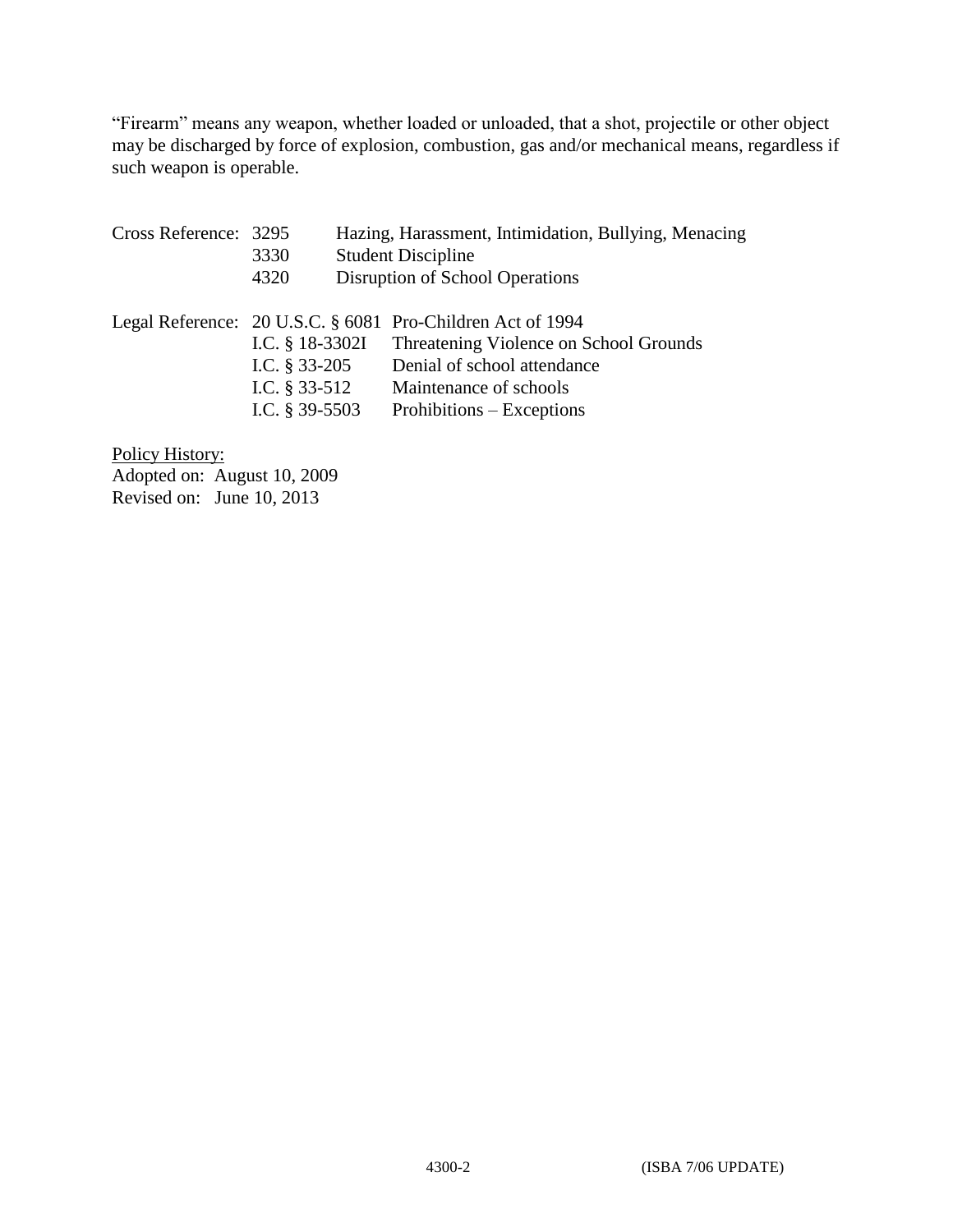"Firearm" means any weapon, whether loaded or unloaded, that a shot, projectile or other object may be discharged by force of explosion, combustion, gas and/or mechanical means, regardless if such weapon is operable.

| | | |
|---|---|---|
| Cross Reference: | 3295 | Hazing, Harassment, Intimidation, Bullying, Menacing |
| | 3330 | Student Discipline |
| | 4320 | Disruption of School Operations |

| | | |
|---|---|---|
| Legal Reference: | 20 U.S.C. § 6081 | Pro-Children Act of 1994 |
| | I.C. § 18-3302I | Threatening Violence on School Grounds |
| | I.C. § 33-205 | Denial of school attendance |
| | I.C. § 33-512 | Maintenance of schools |
| | I.C. § 39-5503 | Prohibitions – Exceptions |

Policy History:
Adopted on: August 10, 2009
Revised on: June 10, 2013